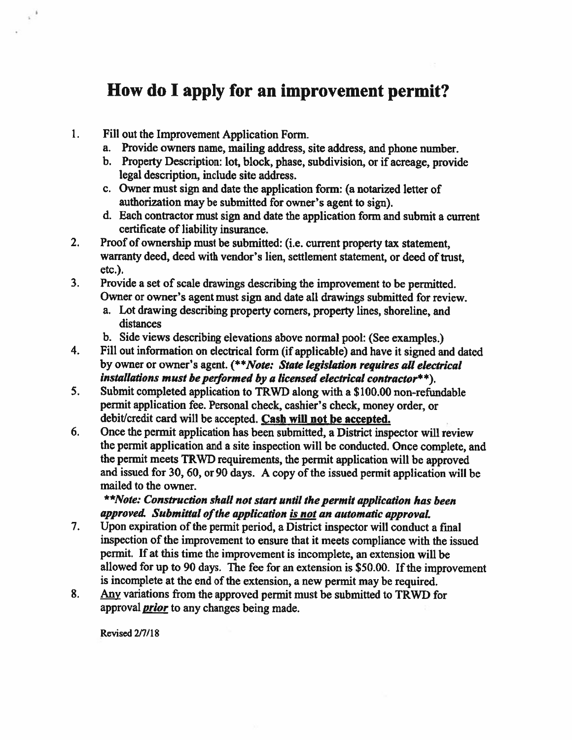# How do I apply for an improvement permit?

1. Fill out the Improvement Application Form.
   a. Provide owners name, mailing address, site address, and phone number.
   b. Property Description: lot, block, phase, subdivision, or if acreage, provide legal description, include site address.
   c. Owner must sign and date the application form: (a notarized letter of authorization may be submitted for owner's agent to sign).
   d. Each contractor must sign and date the application form and submit a current certificate of liability insurance.
2. Proof of ownership must be submitted: (i.e. current property tax statement, warranty deed, deed with vendor's lien, settlement statement, or deed of trust, etc.).
3. Provide a set of scale drawings describing the improvement to be permitted. Owner or owner's agent must sign and date all drawings submitted for review.
   a. Lot drawing describing property corners, property lines, shoreline, and distances
   b. Side views describing elevations above normal pool: (See examples.)
4. Fill out information on electrical form (if applicable) and have it signed and dated by owner or owner's agent. (***\*\*Note: State legislation requires all electrical installations must be performed by a licensed electrical contractor\*\****).
5. Submit completed application to TRWD along with a $100.00 non-refundable permit application fee. Personal check, cashier's check, money order, or debit/credit card will be accepted. **<u>Cash will not be accepted.</u>**
6. Once the permit application has been submitted, a District inspector will review the permit application and a site inspection will be conducted. Once complete, and the permit meets TRWD requirements, the permit application will be approved and issued for 30, 60, or 90 days. A copy of the issued permit application will be mailed to the owner.

   ***\*\*Note: Construction shall not start until the permit application has been approved. Submittal of the application <u>is not</u> an automatic approval.***
7. Upon expiration of the permit period, a District inspector will conduct a final inspection of the improvement to ensure that it meets compliance with the issued permit. If at this time the improvement is incomplete, an extension will be allowed for up to 90 days. The fee for an extension is $50.00. If the improvement is incomplete at the end of the extension, a new permit may be required.
8. <u>Any</u> variations from the approved permit must be submitted to TRWD for approval ***<u>prior</u>*** to any changes being made.

Revised 2/7/18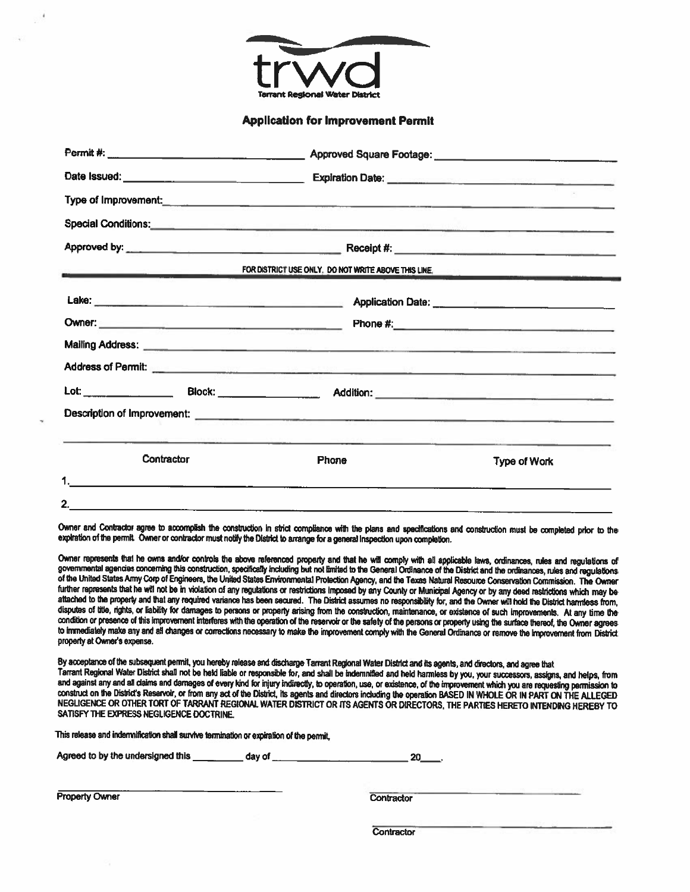**trwd**
Tarrant Regional Water District

## Application for Improvement Permit

Permit #: ______________________ Approved Square Footage: ______________________

Date Issued: ______________________ Expiration Date: ______________________

Type of Improvement: ______________________________________________

Special Conditions: ______________________________________________

Approved by: ______________________ Receipt #: ______________________

FOR DISTRICT USE ONLY. DO NOT WRITE ABOVE THIS LINE.

---

Lake: ______________________ Application Date: ______________________

Owner: ______________________ Phone #: ______________________

Mailing Address: ______________________________________________

Address of Permit: ______________________________________________

Lot: __________ Block: __________ Addition: ______________________

Description of Improvement: ______________________________________________

______________________________________________

| | Contractor | Phone | Type of Work |
|---|---|---|---|
| 1. | | | |
| 2. | | | |

Owner and Contractor agree to accomplish the construction in strict compliance with the plans and specifications and construction must be completed prior to the expiration of the permit. Owner or contractor must notify the District to arrange for a general inspection upon completion.

Owner represents that he owns and/or controls the above referenced property and that he will comply with all applicable laws, ordinances, rules and regulations of governmental agencies concerning this construction, specifically including but not limited to the General Ordinance of the District and the ordinances, rules and regulations of the United States Army Corp of Engineers, the United States Environmental Protection Agency, and the Texas Natural Resource Conservation Commission. The Owner further represents that he will not be in violation of any regulations or restrictions imposed by any County or Municipal Agency or by any deed restrictions which may be attached to the property and that any required variance has been secured. The District assumes no responsibility for, and the Owner will hold the District harmless from, disputes of title, rights, or liability for damages to persons or property arising from the construction, maintenance, or existence of such improvements. At any time the condition or presence of this improvement interferes with the operation of the reservoir or the safety of the persons or property using the surface thereof, the Owner agrees to immediately make any and all changes or corrections necessary to make the improvement comply with the General Ordinance or remove the improvement from District property at Owner's expense.

By acceptance of the subsequent permit, you hereby release and discharge Tarrant Regional Water District and its agents, and directors, and agree that Tarrant Regional Water District shall not be held liable or responsible for, and shall be indemnified and held harmless by you, your successors, assigns, and helps, from and against any and all claims and damages of every kind for injury indirectly, to operation, use, or existence, of the improvement which you are requesting permission to construct on the District's Reservoir, or from any act of the District, its agents and directors including the operation BASED IN WHOLE OR IN PART ON THE ALLEGED NEGLIGENCE OR OTHER TORT OF TARRANT REGIONAL WATER DISTRICT OR ITS AGENTS OR DIRECTORS, THE PARTIES HERETO INTENDING HEREBY TO SATISFY THE EXPRESS NEGLIGENCE DOCTRINE.

This release and indemnification shall survive termination or expiration of the permit,

Agreed to by the undersigned this _________ day of ______________________ 20____.

______________________
Property Owner

______________________
Contractor

______________________
Contractor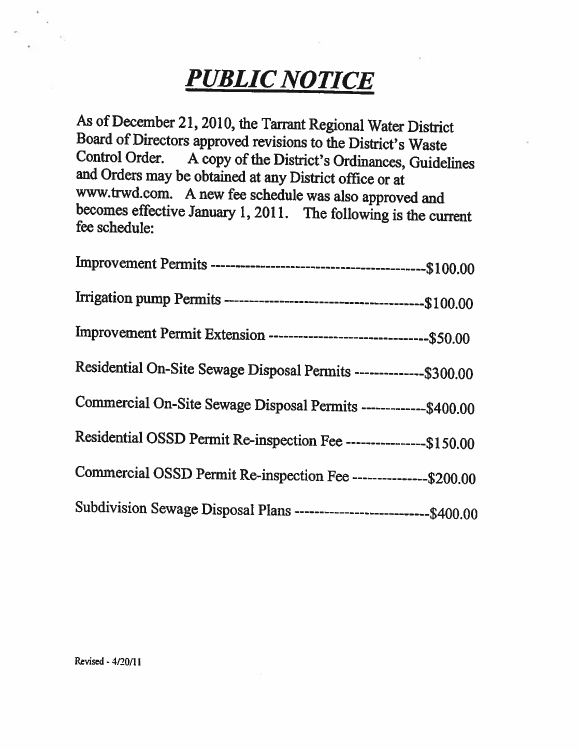# ***PUBLIC NOTICE***

As of December 21, 2010, the Tarrant Regional Water District Board of Directors approved revisions to the District's Waste Control Order. A copy of the District's Ordinances, Guidelines and Orders may be obtained at any District office or at www.trwd.com. A new fee schedule was also approved and becomes effective January 1, 2011. The following is the current fee schedule:

Improvement Permits ------------------------------------------$100.00

Irrigation pump Permits ----------------------------------------$100.00

Improvement Permit Extension --------------------------------$50.00

Residential On-Site Sewage Disposal Permits --------------$300.00

Commercial On-Site Sewage Disposal Permits -------------$400.00

Residential OSSD Permit Re-inspection Fee ----------------$150.00

Commercial OSSD Permit Re-inspection Fee ---------------$200.00

Subdivision Sewage Disposal Plans ---------------------------$400.00

Revised - 4/20/11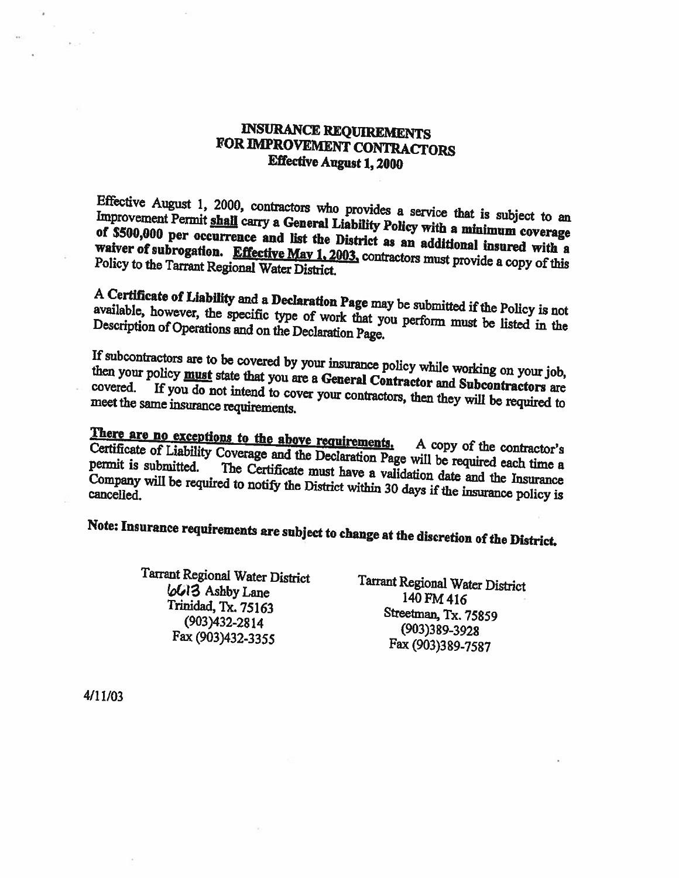# INSURANCE REQUIREMENTS FOR IMPROVEMENT CONTRACTORS

**Effective August 1, 2000**

Effective August 1, 2000, contractors who provides a service that is subject to an Improvement Permit **shall** carry a **General Liability Policy with a minimum coverage of $500,000 per occurrence and list the District as an additional insured with a waiver of subrogation. Effective May 1, 2003,** contractors must provide a copy of this Policy to the Tarrant Regional Water District.

A **Certificate of Liability** and a **Declaration Page** may be submitted if the Policy is not available, however, the specific type of work that you perform must be listed in the Description of Operations and on the Declaration Page.

If subcontractors are to be covered by your insurance policy while working on your job, then your policy **must** state that you are a **General Contractor** and **Subcontractors** are covered. If you do not intend to cover your contractors, then they will be required to meet the same insurance requirements.

**There are no exceptions to the above requirements.** A copy of the contractor's Certificate of Liability Coverage and the Declaration Page will be required each time a permit is submitted. The Certificate must have a validation date and the Insurance Company will be required to notify the District within 30 days if the insurance policy is cancelled.

**Note: Insurance requirements are subject to change at the discretion of the District.**

Tarrant Regional Water District
6613 Ashby Lane
Trinidad, Tx. 75163
(903)432-2814
Fax (903)432-3355

Tarrant Regional Water District
140 FM 416
Streetman, Tx. 75859
(903)389-3928
Fax (903)389-7587

4/11/03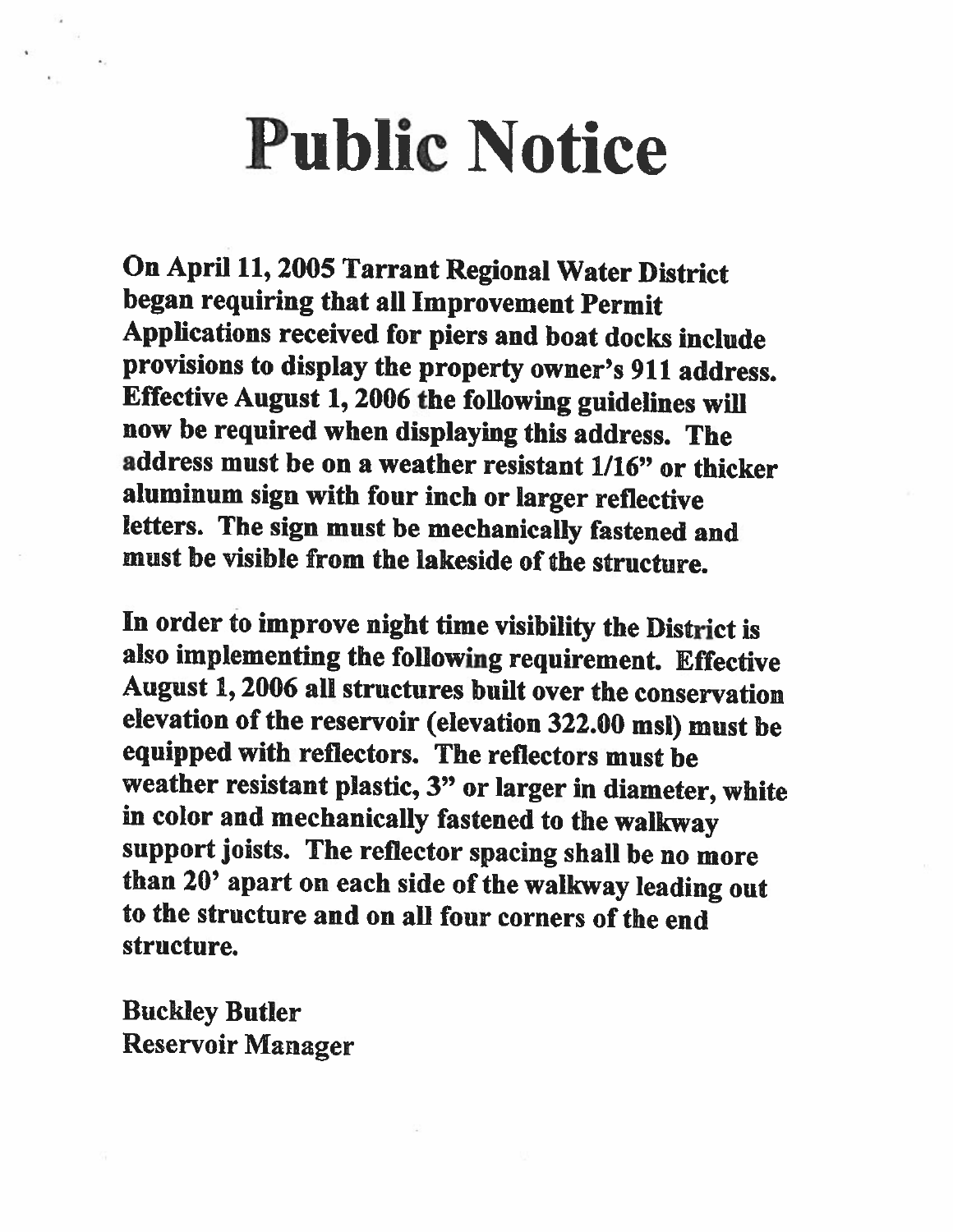# Public Notice

**On April 11, 2005 Tarrant Regional Water District began requiring that all Improvement Permit Applications received for piers and boat docks include provisions to display the property owner's 911 address. Effective August 1, 2006 the following guidelines will now be required when displaying this address. The address must be on a weather resistant 1/16" or thicker aluminum sign with four inch or larger reflective letters. The sign must be mechanically fastened and must be visible from the lakeside of the structure.**

**In order to improve night time visibility the District is also implementing the following requirement. Effective August 1, 2006 all structures built over the conservation elevation of the reservoir (elevation 322.00 msl) must be equipped with reflectors. The reflectors must be weather resistant plastic, 3" or larger in diameter, white in color and mechanically fastened to the walkway support joists. The reflector spacing shall be no more than 20' apart on each side of the walkway leading out to the structure and on all four corners of the end structure.**

Buckley Butler
Reservoir Manager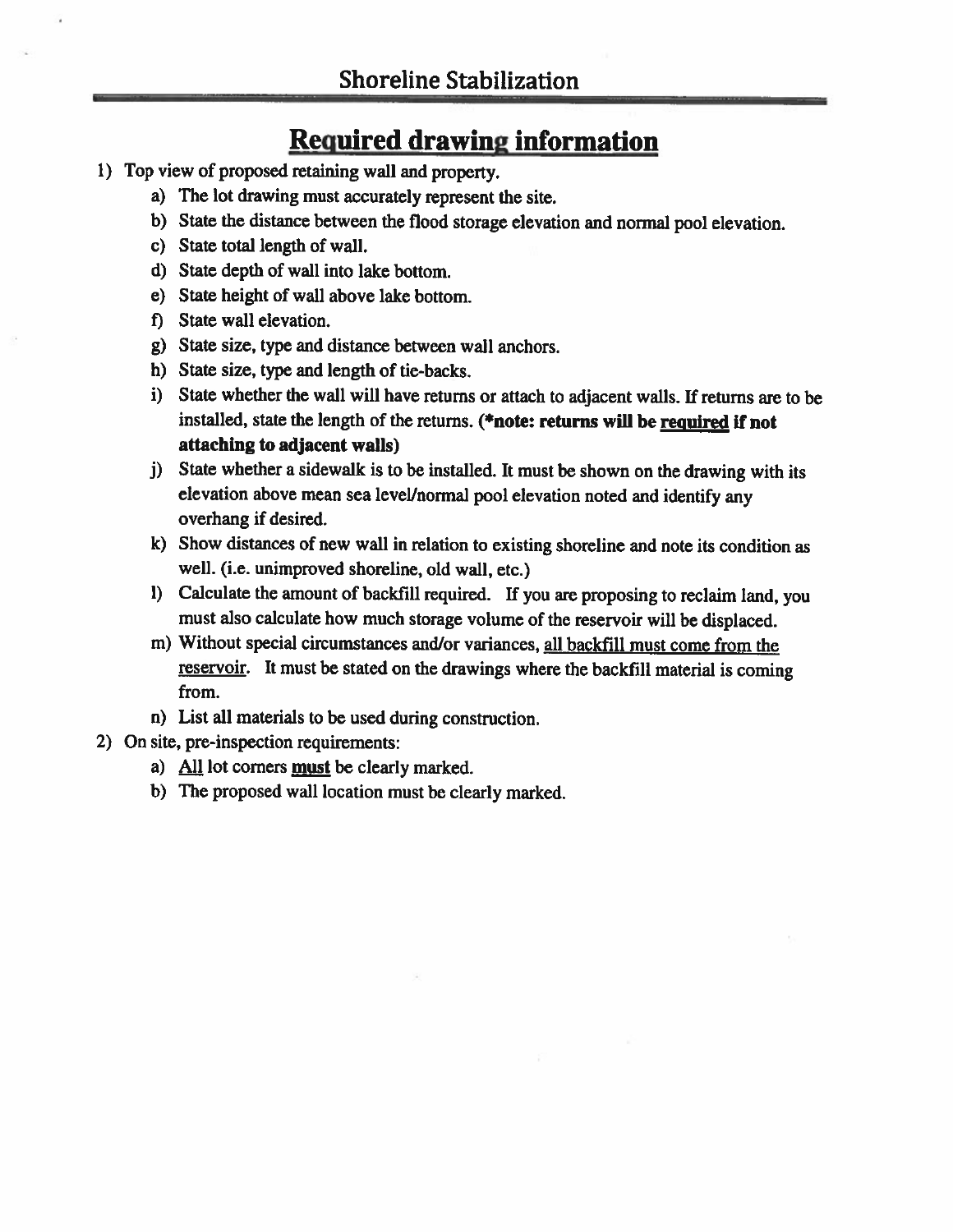# Shoreline Stabilization

## Required drawing information

1) Top view of proposed retaining wall and property.
   a) The lot drawing must accurately represent the site.
   b) State the distance between the flood storage elevation and normal pool elevation.
   c) State total length of wall.
   d) State depth of wall into lake bottom.
   e) State height of wall above lake bottom.
   f) State wall elevation.
   g) State size, type and distance between wall anchors.
   h) State size, type and length of tie-backs.
   i) State whether the wall will have returns or attach to adjacent walls. If returns are to be installed, state the length of the returns. **(*note: returns will be <u>required</u> if not attaching to adjacent walls)**
   j) State whether a sidewalk is to be installed. It must be shown on the drawing with its elevation above mean sea level/normal pool elevation noted and identify any overhang if desired.
   k) Show distances of new wall in relation to existing shoreline and note its condition as well. (i.e. unimproved shoreline, old wall, etc.)
   l) Calculate the amount of backfill required. If you are proposing to reclaim land, you must also calculate how much storage volume of the reservoir will be displaced.
   m) Without special circumstances and/or variances, <u>all backfill must come from the reservoir</u>. It must be stated on the drawings where the backfill material is coming from.
   n) List all materials to be used during construction.
2) On site, pre-inspection requirements:
   a) <u>All</u> lot corners **<u>must</u>** be clearly marked.
   b) The proposed wall location must be clearly marked.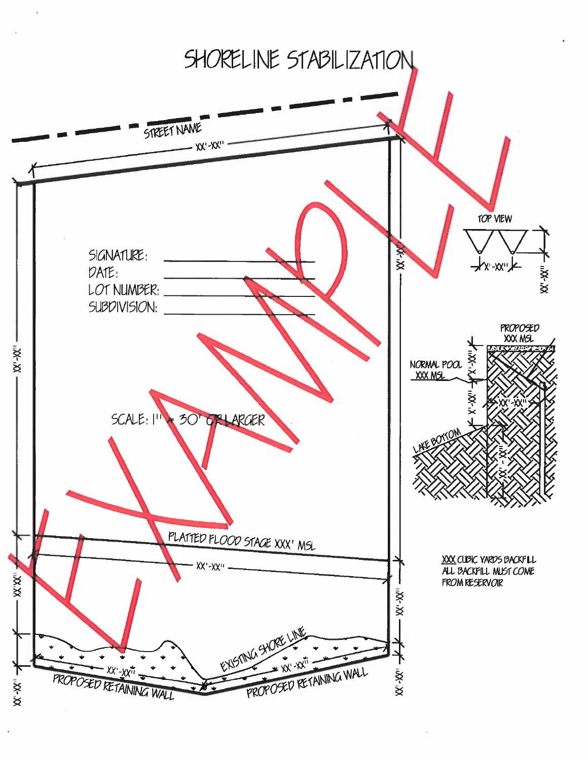# SHORELINE STABILIZATION

STREET NAME

XX'-XX"

SIGNATURE: ____________________

DATE: ____________________

LOT NUMBER: ____________________

SUBDIVISION: ____________________

SCALE: 1" = 30' OR LARGER

PLATTED FLOOD STAGE XXX' MSL

XX'-XX"

EXISTING SHORE LINE

PROPOSED RETAINING WALL

XX'-XX"

PROPOSED RETAINING WALL

XX'-XX"

TOP VIEW

X'-XX"

XX'-XX"

PROPOSED XXX MSL

NORMAL POOL XXX MSL

X'-XX"

X'-XX"

XX'-XX"

LAKE BOTTOM

XX'-XX"

XXX CUBIC YARDS BACKFILL
ALL BACKFILL MUST COME FROM RESERVOIR

EXAMPLE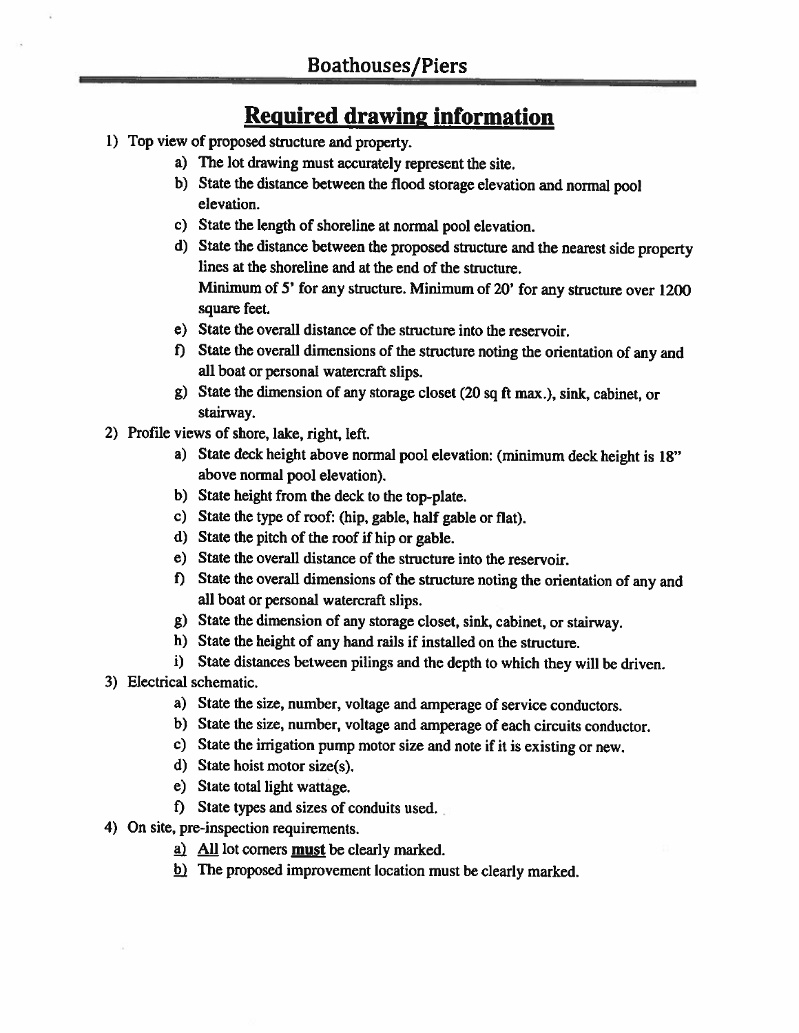## Boathouses/Piers

# Required drawing information

1) Top view of proposed structure and property.
    a) The lot drawing must accurately represent the site.
    b) State the distance between the flood storage elevation and normal pool elevation.
    c) State the length of shoreline at normal pool elevation.
    d) State the distance between the proposed structure and the nearest side property lines at the shoreline and at the end of the structure.
       Minimum of 5' for any structure. Minimum of 20' for any structure over 1200 square feet.
    e) State the overall distance of the structure into the reservoir.
    f) State the overall dimensions of the structure noting the orientation of any and all boat or personal watercraft slips.
    g) State the dimension of any storage closet (20 sq ft max.), sink, cabinet, or stairway.
2) Profile views of shore, lake, right, left.
    a) State deck height above normal pool elevation: (minimum deck height is 18" above normal pool elevation).
    b) State height from the deck to the top-plate.
    c) State the type of roof: (hip, gable, half gable or flat).
    d) State the pitch of the roof if hip or gable.
    e) State the overall distance of the structure into the reservoir.
    f) State the overall dimensions of the structure noting the orientation of any and all boat or personal watercraft slips.
    g) State the dimension of any storage closet, sink, cabinet, or stairway.
    h) State the height of any hand rails if installed on the structure.
    i) State distances between pilings and the depth to which they will be driven.
3) Electrical schematic.
    a) State the size, number, voltage and amperage of service conductors.
    b) State the size, number, voltage and amperage of each circuits conductor.
    c) State the irrigation pump motor size and note if it is existing or new.
    d) State hoist motor size(s).
    e) State total light wattage.
    f) State types and sizes of conduits used.
4) On site, pre-inspection requirements.
    a) <u>All</u> lot corners **<u>must</u>** be clearly marked.
    b) The proposed improvement location must be clearly marked.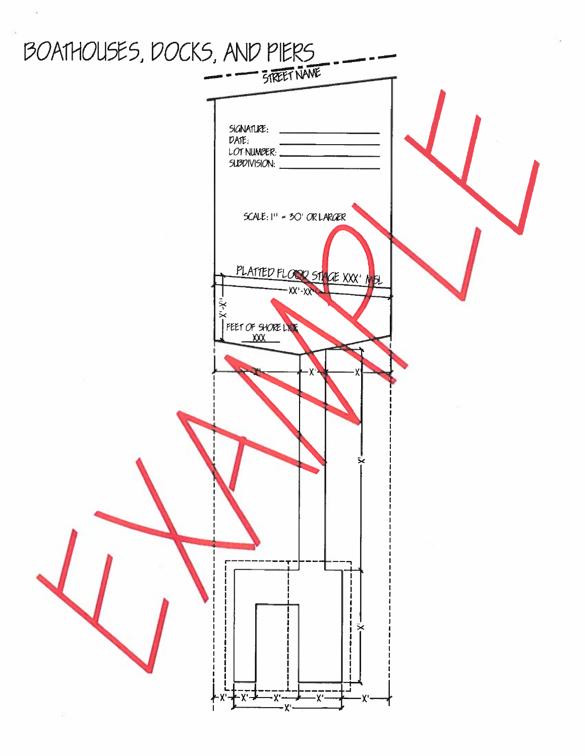# BOATHOUSES, DOCKS, AND PIERS

STREET NAME

SIGNATURE: ____________________

DATE: ____________________

LOT NUMBER: ____________________

SUBDIVISION: ____________________

SCALE: 1" = 30' OR LARGER

PLATTED FLOOD STAGE XXX' MSL

XX'-XX"

X'-X"

FEET OF SHORE LINE

XXX

X' X' X'

X'

X'

X' X' X' X' X'

X'

EXAMPLE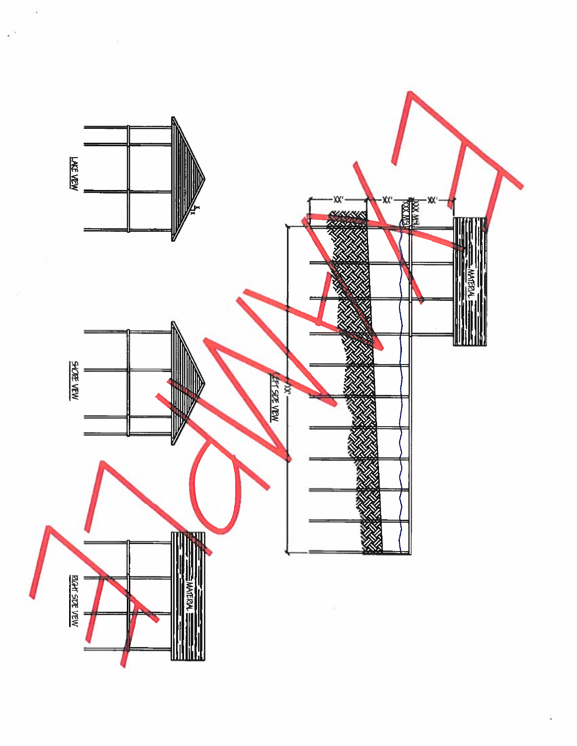LAKE VIEW

SHORE VIEW

RIGHT SIDE VIEW

MATERIAL

LEFT SIDE VIEW

XX'

XX'

XX'

XXX MSL

XX'

MATERIAL

SAMPLE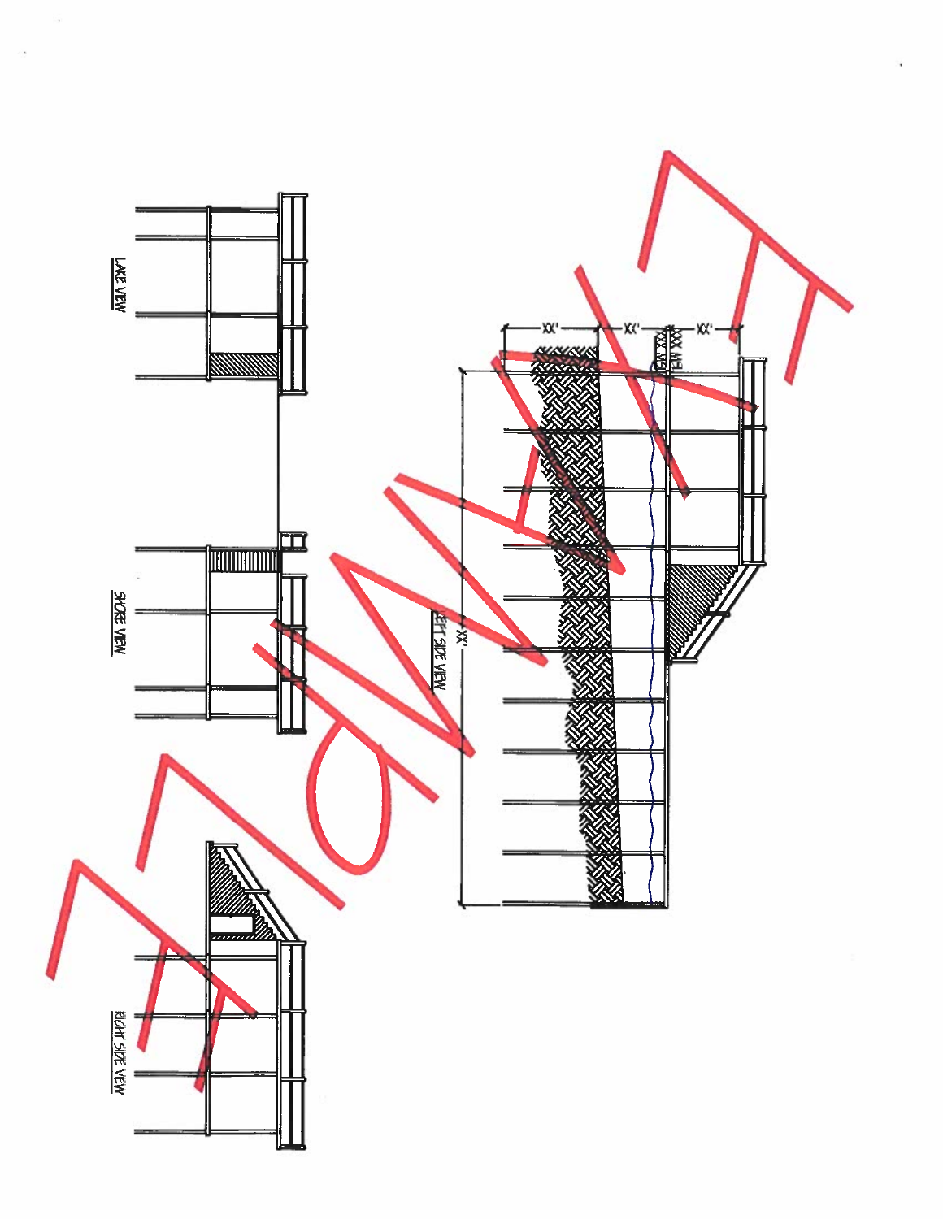LAKE VIEW

SHORE VIEW

RIGHT SIDE VIEW

LEFT SIDE VIEW

XX'

XX'

XX'

XX'

XX' MHW

XX' MLW

SAMPLE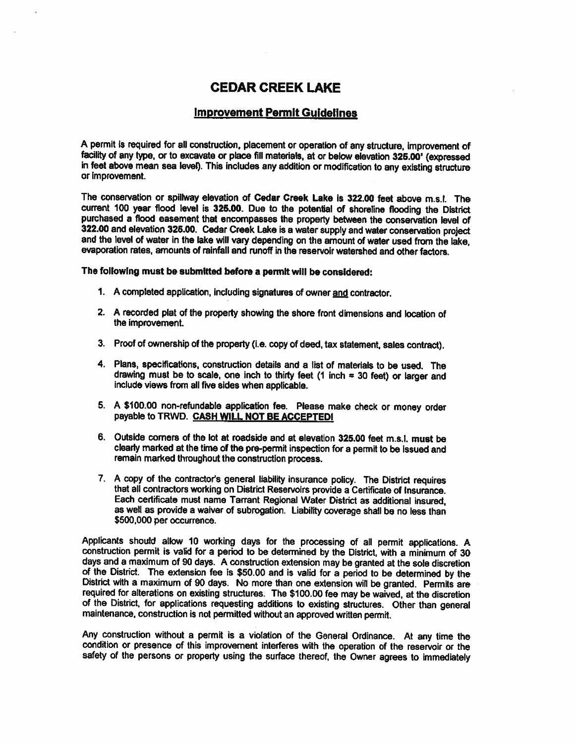# CEDAR CREEK LAKE

## Improvement Permit Guidelines

A permit is required for all construction, placement or operation of any structure, improvement of facility of any type, or to excavate or place fill materials, at or below elevation **325.00'** (expressed in feet above mean sea level). This includes any addition or modification to any existing structure or improvement.

The conservation or spillway elevation of **Cedar Creek Lake is 322.00** feet above m.s.l. The current 100 year flood level is **325.00**. Due to the potential of shoreline flooding the District purchased a flood easement that encompasses the property between the conservation level of **322.00** and elevation **325.00**. Cedar Creek Lake is a water supply and water conservation project and the level of water in the lake will vary depending on the amount of water used from the lake, evaporation rates, amounts of rainfall and runoff in the reservoir watershed and other factors.

**The following must be submitted before a permit will be considered:**

1. A completed application, including signatures of owner <u>and</u> contractor.
2. A recorded plat of the property showing the shore front dimensions and location of the improvement.
3. Proof of ownership of the property (i.e. copy of deed, tax statement, sales contract).
4. Plans, specifications, construction details and a list of materials to be used. The drawing must be to scale, one inch to thirty feet (1 inch = 30 feet) or larger and include views from all five sides when applicable.
5. A $100.00 non-refundable application fee. Please make check or money order payable to TRWD. **<u>CASH WILL NOT BE ACCEPTED!</u>**
6. Outside corners of the lot at roadside and at elevation **325.00** feet m.s.l. **must** be clearly marked at the time of the pre-permit inspection for a permit to be issued and remain marked throughout the construction process.
7. A copy of the contractor's general liability insurance policy. The District requires that all contractors working on District Reservoirs provide a Certificate of Insurance. Each certificate must name Tarrant Regional Water District as additional insured, as well as provide a waiver of subrogation. Liability coverage shall be no less than $500,000 per occurrence.

Applicants should allow 10 working days for the processing of all permit applications. A construction permit is valid for a period to be determined by the District, with a minimum of 30 days and a maximum of 90 days. A construction extension may be granted at the sole discretion of the District. The extension fee is $50.00 and is valid for a period to be determined by the District with a maximum of 90 days. No more than one extension will be granted. Permits are required for alterations on existing structures. The $100.00 fee may be waived, at the discretion of the District, for applications requesting additions to existing structures. Other than general maintenance, construction is not permitted without an approved written permit.

Any construction without a permit is a violation of the General Ordinance. At any time the condition or presence of this improvement interferes with the operation of the reservoir or the safety of the persons or property using the surface thereof, the Owner agrees to immediately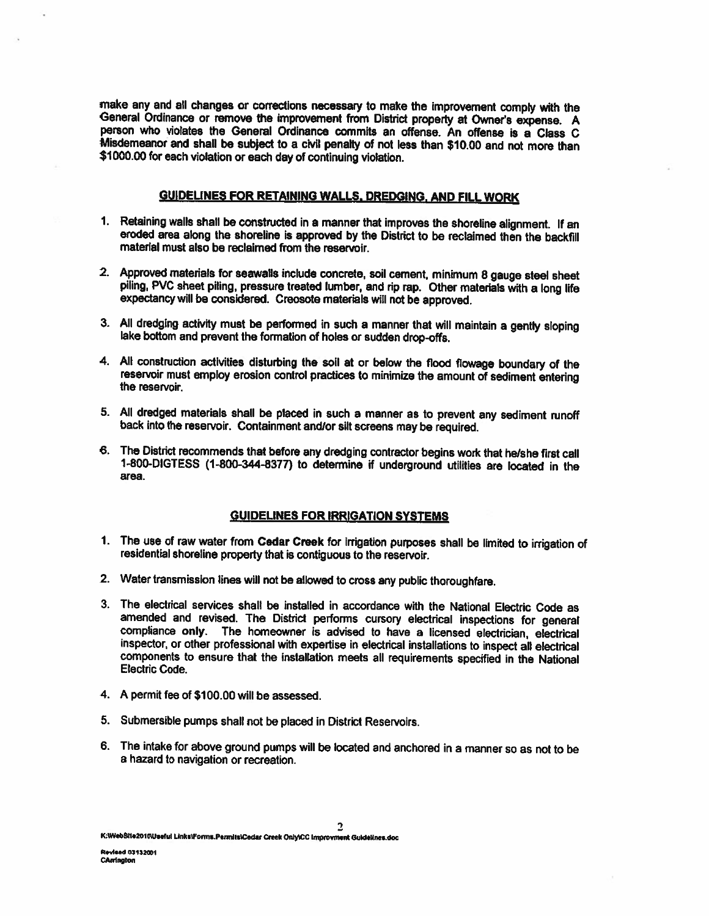make any and all changes or corrections necessary to make the improvement comply with the General Ordinance or remove the improvement from District property at Owner's expense. A person who violates the General Ordinance commits an offense. An offense is a Class C Misdemeanor and shall be subject to a civil penalty of not less than $10.00 and not more than $1000.00 for each violation or each day of continuing violation.

## GUIDELINES FOR RETAINING WALLS, DREDGING, AND FILL WORK

1. Retaining walls shall be constructed in a manner that improves the shoreline alignment. If an eroded area along the shoreline is approved by the District to be reclaimed then the backfill material must also be reclaimed from the reservoir.

2. Approved materials for seawalls include concrete, soil cement, minimum 8 gauge steel sheet piling, PVC sheet piling, pressure treated lumber, and rip rap. Other materials with a long life expectancy will be considered. Creosote materials will not be approved.

3. All dredging activity must be performed in such a manner that will maintain a gently sloping lake bottom and prevent the formation of holes or sudden drop-offs.

4. All construction activities disturbing the soil at or below the flood flowage boundary of the reservoir must employ erosion control practices to minimize the amount of sediment entering the reservoir.

5. All dredged materials shall be placed in such a manner as to prevent any sediment runoff back into the reservoir. Containment and/or silt screens may be required.

6. The District recommends that before any dredging contractor begins work that he/she first call 1-800-DIGTESS (1-800-344-8377) to determine if underground utilities are located in the area.

## GUIDELINES FOR IRRIGATION SYSTEMS

1. The use of raw water from **Cedar Creek** for irrigation purposes shall be limited to irrigation of residential shoreline property that is contiguous to the reservoir.

2. Water transmission lines will not be allowed to cross any public thoroughfare.

3. The electrical services shall be installed in accordance with the National Electric Code as amended and revised. The District performs cursory electrical inspections for general compliance **only**. The homeowner is advised to have a licensed electrician, electrical inspector, or other professional with expertise in electrical installations to inspect all electrical components to ensure that the installation meets all requirements specified in the National Electric Code.

4. A permit fee of $100.00 will be assessed.

5. Submersible pumps shall not be placed in District Reservoirs.

6. The intake for above ground pumps will be located and anchored in a manner so as not to be a hazard to navigation or recreation.

K:\WebSite2010\Useful Links\Forms.Permits\Cedar Creek Only\CC Improvment Guidelines.doc

Revised 03132001
CArrington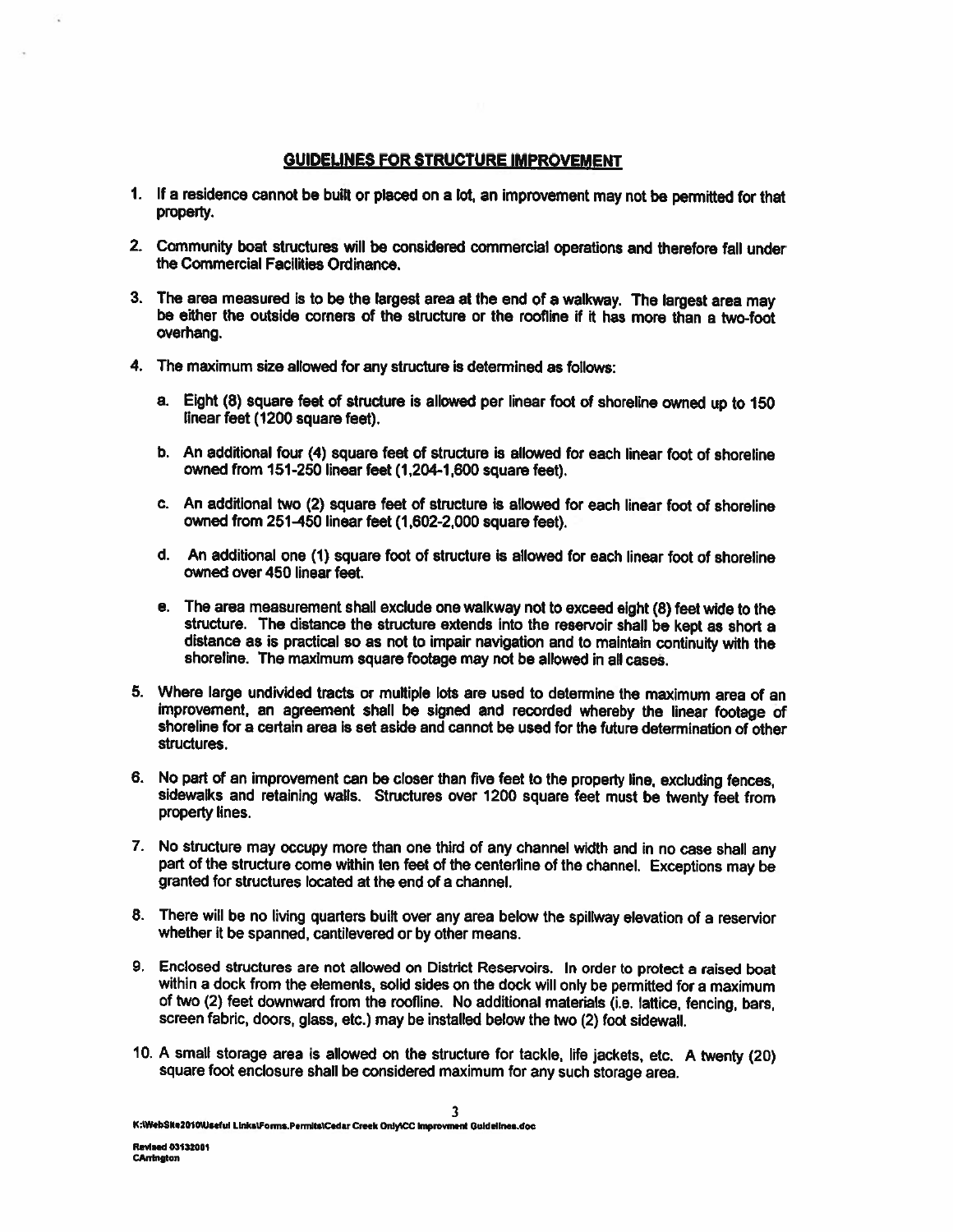## GUIDELINES FOR STRUCTURE IMPROVEMENT

1. If a residence cannot be built or placed on a lot, an improvement may not be permitted for that property.

2. Community boat structures will be considered commercial operations and therefore fall under the Commercial Facilities Ordinance.

3. The area measured is to be the largest area at the end of a walkway. The largest area may be either the outside corners of the structure or the roofline if it has more than a two-foot overhang.

4. The maximum size allowed for any structure is determined as follows:

   a. Eight (8) square feet of structure is allowed per linear foot of shoreline owned up to 150 linear feet (1200 square feet).

   b. An additional four (4) square feet of structure is allowed for each linear foot of shoreline owned from 151-250 linear feet (1,204-1,600 square feet).

   c. An additional two (2) square feet of structure is allowed for each linear foot of shoreline owned from 251-450 linear feet (1,602-2,000 square feet).

   d. An additional one (1) square foot of structure is allowed for each linear foot of shoreline owned over 450 linear feet.

   e. The area measurement shall exclude one walkway not to exceed eight (8) feet wide to the structure. The distance the structure extends into the reservoir shall be kept as short a distance as is practical so as not to impair navigation and to maintain continuity with the shoreline. The maximum square footage may not be allowed in all cases.

5. Where large undivided tracts or multiple lots are used to determine the maximum area of an improvement, an agreement shall be signed and recorded whereby the linear footage of shoreline for a certain area is set aside and cannot be used for the future determination of other structures.

6. No part of an improvement can be closer than five feet to the property line, excluding fences, sidewalks and retaining walls. Structures over 1200 square feet must be twenty feet from property lines.

7. No structure may occupy more than one third of any channel width and in no case shall any part of the structure come within ten feet of the centerline of the channel. Exceptions may be granted for structures located at the end of a channel.

8. There will be no living quarters built over any area below the spillway elevation of a reservior whether it be spanned, cantilevered or by other means.

9. Enclosed structures are not allowed on District Reservoirs. In order to protect a raised boat within a dock from the elements, solid sides on the dock will only be permitted for a maximum of two (2) feet downward from the roofline. No additional materials (i.e. lattice, fencing, bars, screen fabric, doors, glass, etc.) may be installed below the two (2) foot sidewall.

10. A small storage area is allowed on the structure for tackle, life jackets, etc. A twenty (20) square foot enclosure shall be considered maximum for any such storage area.

K:\WebSite2010\Useful Links\Forms.Permits\Cedar Creek Only\CC Improvment Guidelines.doc

Revised 03132001
CArrington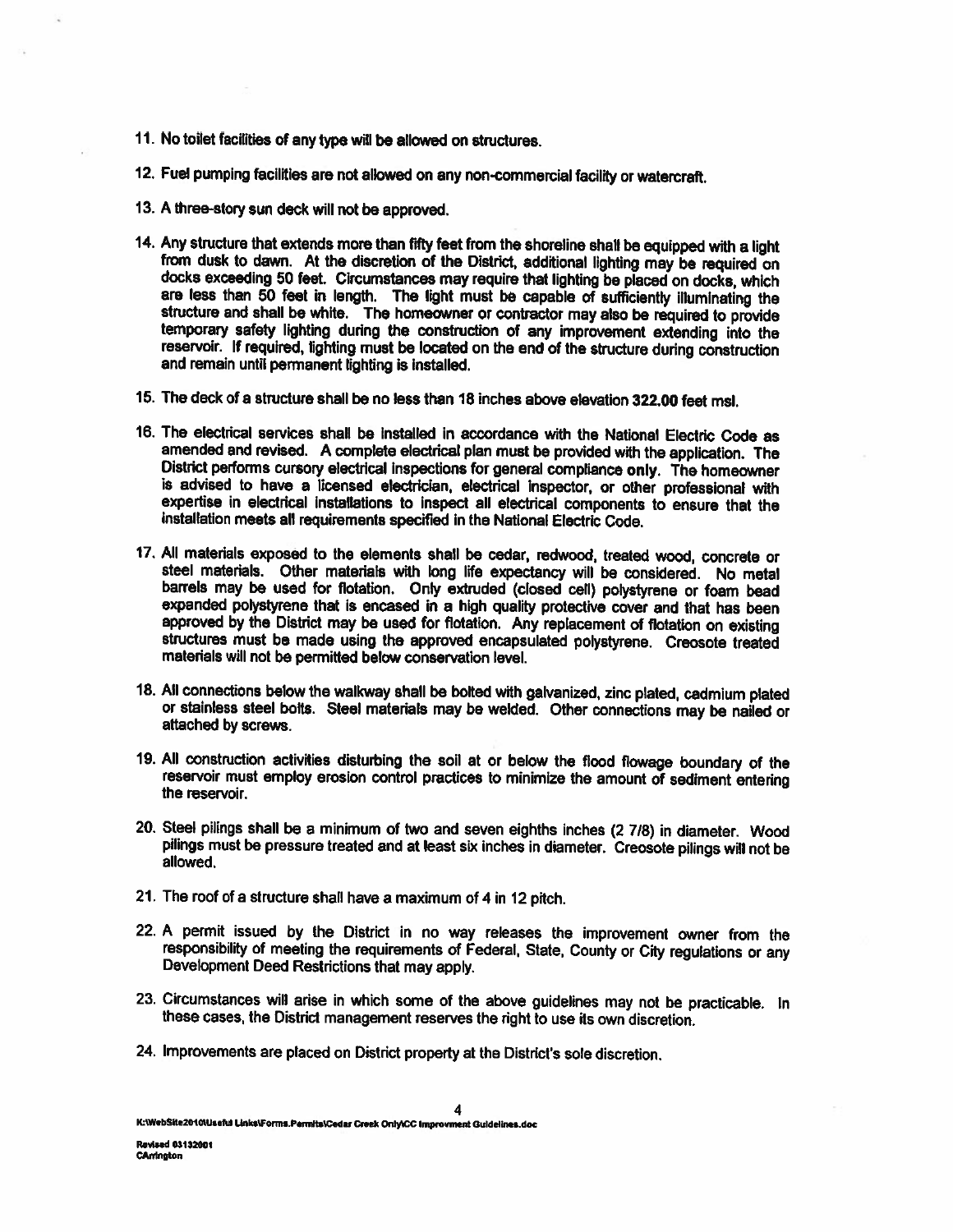11. No toilet facilities of any type will be allowed on structures.

12. Fuel pumping facilities are not allowed on any non-commercial facility or watercraft.

13. A three-story sun deck will not be approved.

14. Any structure that extends more than fifty feet from the shoreline shall be equipped with a light from dusk to dawn. At the discretion of the District, additional lighting may be required on docks exceeding 50 feet. Circumstances may require that lighting be placed on docks, which are less than 50 feet in length. The light must be capable of sufficiently illuminating the structure and shall be white. The homeowner or contractor may also be required to provide temporary safety lighting during the construction of any improvement extending into the reservoir. If required, lighting must be located on the end of the structure during construction and remain until permanent lighting is installed.

15. The deck of a structure shall be no less than 18 inches above elevation 322.00 feet msl.

16. The electrical services shall be installed in accordance with the National Electric Code as amended and revised. A complete electrical plan must be provided with the application. The District performs cursory electrical inspections for general compliance only. The homeowner is advised to have a licensed electrician, electrical inspector, or other professional with expertise in electrical installations to inspect all electrical components to ensure that the installation meets all requirements specified in the National Electric Code.

17. All materials exposed to the elements shall be cedar, redwood, treated wood, concrete or steel materials. Other materials with long life expectancy will be considered. No metal barrels may be used for flotation. Only extruded (closed cell) polystyrene or foam bead expanded polystyrene that is encased in a high quality protective cover and that has been approved by the District may be used for flotation. Any replacement of flotation on existing structures must be made using the approved encapsulated polystyrene. Creosote treated materials will not be permitted below conservation level.

18. All connections below the walkway shall be bolted with galvanized, zinc plated, cadmium plated or stainless steel bolts. Steel materials may be welded. Other connections may be nailed or attached by screws.

19. All construction activities disturbing the soil at or below the flood flowage boundary of the reservoir must employ erosion control practices to minimize the amount of sediment entering the reservoir.

20. Steel pilings shall be a minimum of two and seven eighths inches (2 7/8) in diameter. Wood pilings must be pressure treated and at least six inches in diameter. Creosote pilings will not be allowed.

21. The roof of a structure shall have a maximum of 4 in 12 pitch.

22. A permit issued by the District in no way releases the improvement owner from the responsibility of meeting the requirements of Federal, State, County or City regulations or any Development Deed Restrictions that may apply.

23. Circumstances will arise in which some of the above guidelines may not be practicable. In these cases, the District management reserves the right to use its own discretion.

24. Improvements are placed on District property at the District's sole discretion.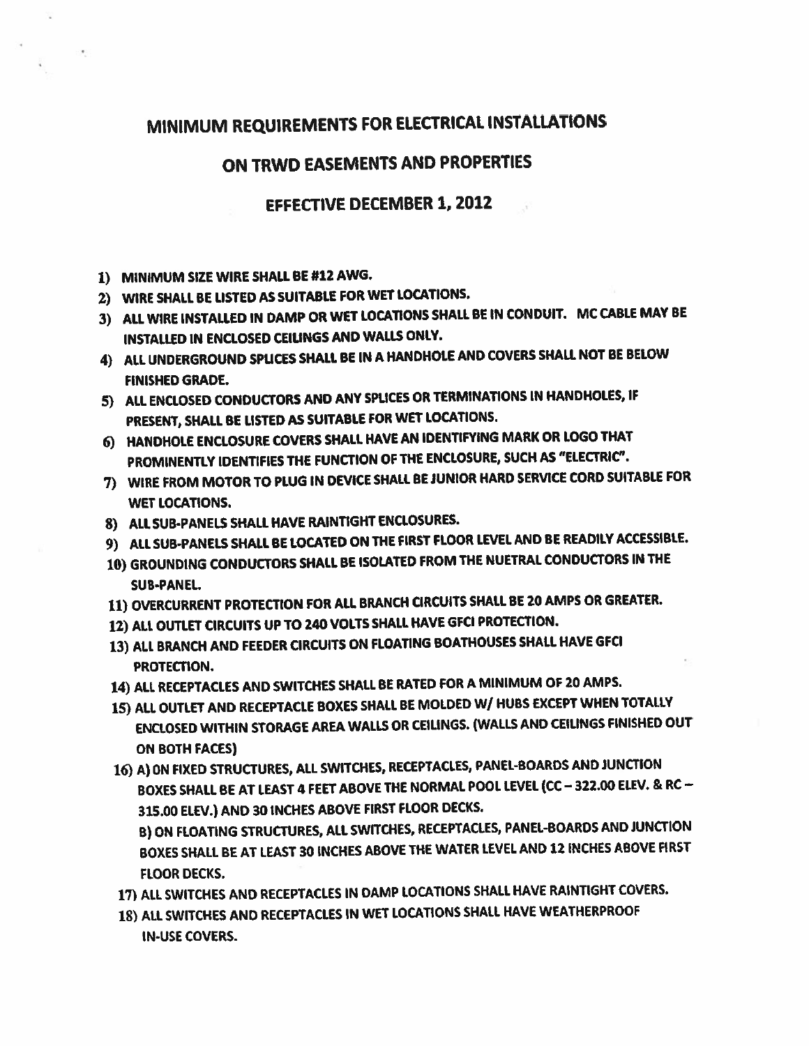# MINIMUM REQUIREMENTS FOR ELECTRICAL INSTALLATIONS

# ON TRWD EASEMENTS AND PROPERTIES

## EFFECTIVE DECEMBER 1, 2012

1) MINIMUM SIZE WIRE SHALL BE #12 AWG.
2) WIRE SHALL BE LISTED AS SUITABLE FOR WET LOCATIONS.
3) ALL WIRE INSTALLED IN DAMP OR WET LOCATIONS SHALL BE IN CONDUIT. MC CABLE MAY BE INSTALLED IN ENCLOSED CEILINGS AND WALLS ONLY.
4) ALL UNDERGROUND SPLICES SHALL BE IN A HANDHOLE AND COVERS SHALL NOT BE BELOW FINISHED GRADE.
5) ALL ENCLOSED CONDUCTORS AND ANY SPLICES OR TERMINATIONS IN HANDHOLES, IF PRESENT, SHALL BE LISTED AS SUITABLE FOR WET LOCATIONS.
6) HANDHOLE ENCLOSURE COVERS SHALL HAVE AN IDENTIFYING MARK OR LOGO THAT PROMINENTLY IDENTIFIES THE FUNCTION OF THE ENCLOSURE, SUCH AS "ELECTRIC".
7) WIRE FROM MOTOR TO PLUG IN DEVICE SHALL BE JUNIOR HARD SERVICE CORD SUITABLE FOR WET LOCATIONS.
8) ALL SUB-PANELS SHALL HAVE RAINTIGHT ENCLOSURES.
9) ALL SUB-PANELS SHALL BE LOCATED ON THE FIRST FLOOR LEVEL AND BE READILY ACCESSIBLE.
10) GROUNDING CONDUCTORS SHALL BE ISOLATED FROM THE NUETRAL CONDUCTORS IN THE SUB-PANEL.
11) OVERCURRENT PROTECTION FOR ALL BRANCH CIRCUITS SHALL BE 20 AMPS OR GREATER.
12) ALL OUTLET CIRCUITS UP TO 240 VOLTS SHALL HAVE GFCI PROTECTION.
13) ALL BRANCH AND FEEDER CIRCUITS ON FLOATING BOATHOUSES SHALL HAVE GFCI PROTECTION.
14) ALL RECEPTACLES AND SWITCHES SHALL BE RATED FOR A MINIMUM OF 20 AMPS.
15) ALL OUTLET AND RECEPTACLE BOXES SHALL BE MOLDED W/ HUBS EXCEPT WHEN TOTALLY ENCLOSED WITHIN STORAGE AREA WALLS OR CEILINGS. (WALLS AND CEILINGS FINISHED OUT ON BOTH FACES)
16) A) ON FIXED STRUCTURES, ALL SWITCHES, RECEPTACLES, PANEL-BOARDS AND JUNCTION BOXES SHALL BE AT LEAST 4 FEET ABOVE THE NORMAL POOL LEVEL (CC – 322.00 ELEV. & RC – 315.00 ELEV.) AND 30 INCHES ABOVE FIRST FLOOR DECKS.

    B) ON FLOATING STRUCTURES, ALL SWITCHES, RECEPTACLES, PANEL-BOARDS AND JUNCTION BOXES SHALL BE AT LEAST 30 INCHES ABOVE THE WATER LEVEL AND 12 INCHES ABOVE FIRST FLOOR DECKS.
17) ALL SWITCHES AND RECEPTACLES IN DAMP LOCATIONS SHALL HAVE RAINTIGHT COVERS.
18) ALL SWITCHES AND RECEPTACLES IN WET LOCATIONS SHALL HAVE WEATHERPROOF IN-USE COVERS.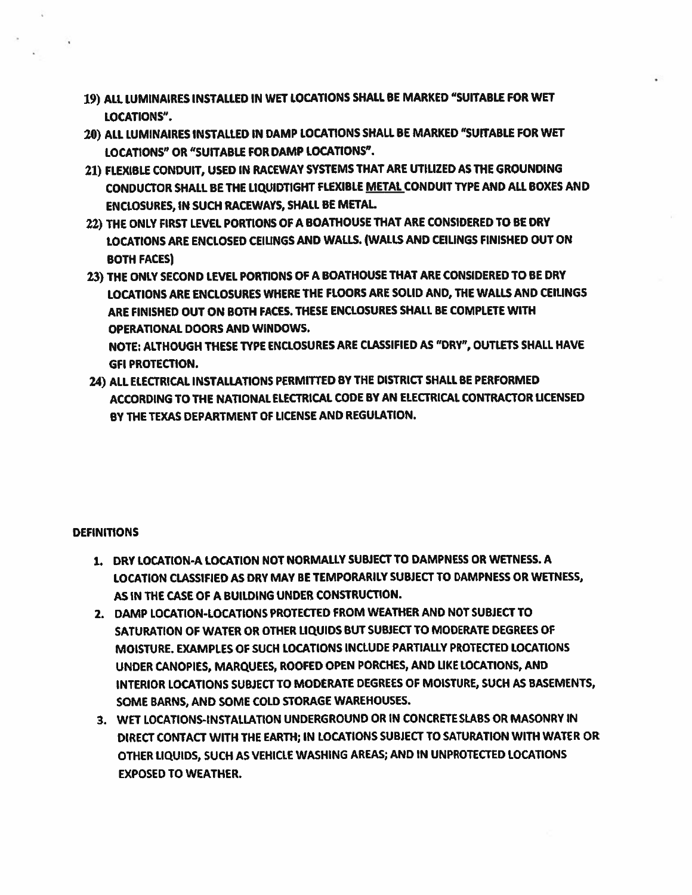19) ALL LUMINAIRES INSTALLED IN WET LOCATIONS SHALL BE MARKED "SUITABLE FOR WET LOCATIONS".

20) ALL LUMINAIRES INSTALLED IN DAMP LOCATIONS SHALL BE MARKED "SUITABLE FOR WET LOCATIONS" OR "SUITABLE FOR DAMP LOCATIONS".

21) FLEXIBLE CONDUIT, USED IN RACEWAY SYSTEMS THAT ARE UTILIZED AS THE GROUNDING CONDUCTOR SHALL BE THE LIQUIDTIGHT FLEXIBLE <u>METAL</u> CONDUIT TYPE AND ALL BOXES AND ENCLOSURES, IN SUCH RACEWAYS, SHALL BE METAL.

22) THE ONLY FIRST LEVEL PORTIONS OF A BOATHOUSE THAT ARE CONSIDERED TO BE DRY LOCATIONS ARE ENCLOSED CEILINGS AND WALLS. (WALLS AND CEILINGS FINISHED OUT ON BOTH FACES)

23) THE ONLY SECOND LEVEL PORTIONS OF A BOATHOUSE THAT ARE CONSIDERED TO BE DRY LOCATIONS ARE ENCLOSURES WHERE THE FLOORS ARE SOLID AND, THE WALLS AND CEILINGS ARE FINISHED OUT ON BOTH FACES. THESE ENCLOSURES SHALL BE COMPLETE WITH OPERATIONAL DOORS AND WINDOWS.

    NOTE: ALTHOUGH THESE TYPE ENCLOSURES ARE CLASSIFIED AS "DRY", OUTLETS SHALL HAVE GFI PROTECTION.

24) ALL ELECTRICAL INSTALLATIONS PERMITTED BY THE DISTRICT SHALL BE PERFORMED ACCORDING TO THE NATIONAL ELECTRICAL CODE BY AN ELECTRICAL CONTRACTOR LICENSED BY THE TEXAS DEPARTMENT OF LICENSE AND REGULATION.

## DEFINITIONS

1. DRY LOCATION-A LOCATION NOT NORMALLY SUBJECT TO DAMPNESS OR WETNESS. A LOCATION CLASSIFIED AS DRY MAY BE TEMPORARILY SUBJECT TO DAMPNESS OR WETNESS, AS IN THE CASE OF A BUILDING UNDER CONSTRUCTION.
2. DAMP LOCATION-LOCATIONS PROTECTED FROM WEATHER AND NOT SUBJECT TO SATURATION OF WATER OR OTHER LIQUIDS BUT SUBJECT TO MODERATE DEGREES OF MOISTURE. EXAMPLES OF SUCH LOCATIONS INCLUDE PARTIALLY PROTECTED LOCATIONS UNDER CANOPIES, MARQUEES, ROOFED OPEN PORCHES, AND LIKE LOCATIONS, AND INTERIOR LOCATIONS SUBJECT TO MODERATE DEGREES OF MOISTURE, SUCH AS BASEMENTS, SOME BARNS, AND SOME COLD STORAGE WAREHOUSES.
3. WET LOCATIONS-INSTALLATION UNDERGROUND OR IN CONCRETE SLABS OR MASONRY IN DIRECT CONTACT WITH THE EARTH; IN LOCATIONS SUBJECT TO SATURATION WITH WATER OR OTHER LIQUIDS, SUCH AS VEHICLE WASHING AREAS; AND IN UNPROTECTED LOCATIONS EXPOSED TO WEATHER.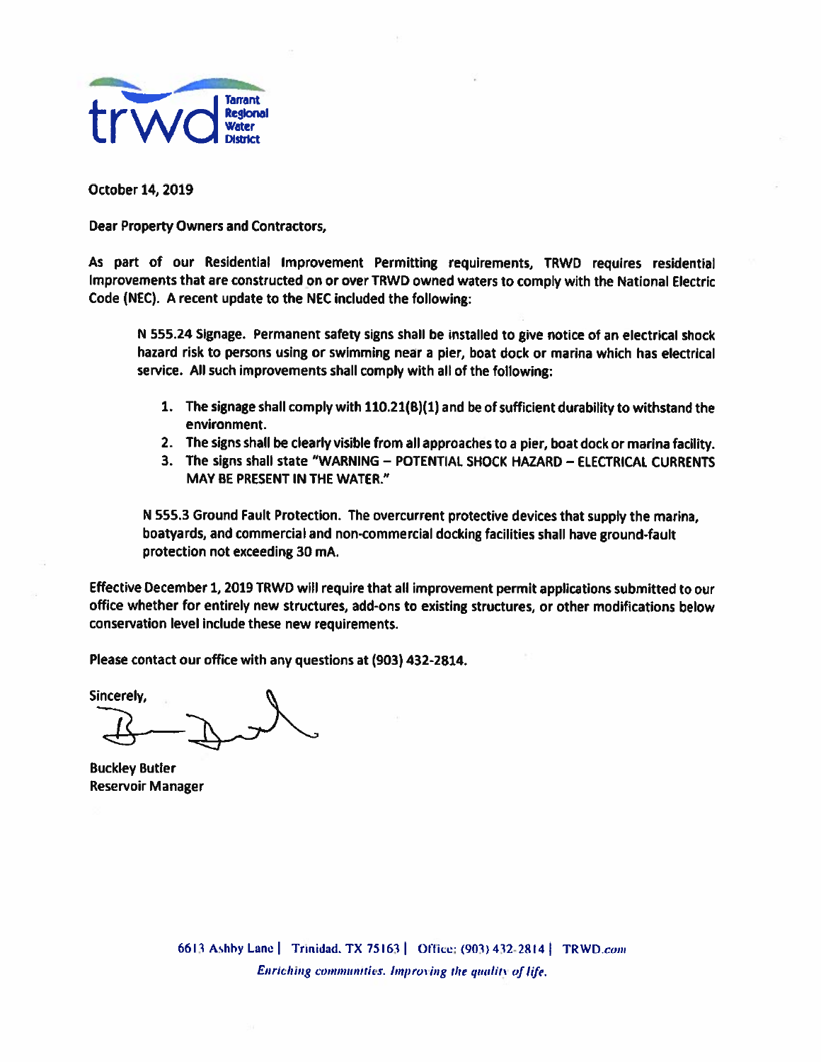trwd Tarrant Regional Water District

October 14, 2019

Dear Property Owners and Contractors,

As part of our Residential Improvement Permitting requirements, TRWD requires residential improvements that are constructed on or over TRWD owned waters to comply with the National Electric Code (NEC). A recent update to the NEC included the following:

> N 555.24 Signage. Permanent safety signs shall be installed to give notice of an electrical shock hazard risk to persons using or swimming near a pier, boat dock or marina which has electrical service. All such improvements shall comply with all of the following:
>
> 1. The signage shall comply with 110.21(B)(1) and be of sufficient durability to withstand the environment.
> 2. The signs shall be clearly visible from all approaches to a pier, boat dock or marina facility.
> 3. The signs shall state "WARNING – POTENTIAL SHOCK HAZARD – ELECTRICAL CURRENTS MAY BE PRESENT IN THE WATER."
>
> N 555.3 Ground Fault Protection. The overcurrent protective devices that supply the marina, boatyards, and commercial and non-commercial docking facilities shall have ground-fault protection not exceeding 30 mA.

Effective December 1, 2019 TRWD will require that all improvement permit applications submitted to our office whether for entirely new structures, add-ons to existing structures, or other modifications below conservation level include these new requirements.

Please contact our office with any questions at (903) 432-2814.

Sincerely,

Buckley Butler
Reservoir Manager

6613 Ashby Lane | Trinidad, TX 75163 | Office: (903) 432-2814 | TRWD.com

*Enriching communities. Improving the quality of life.*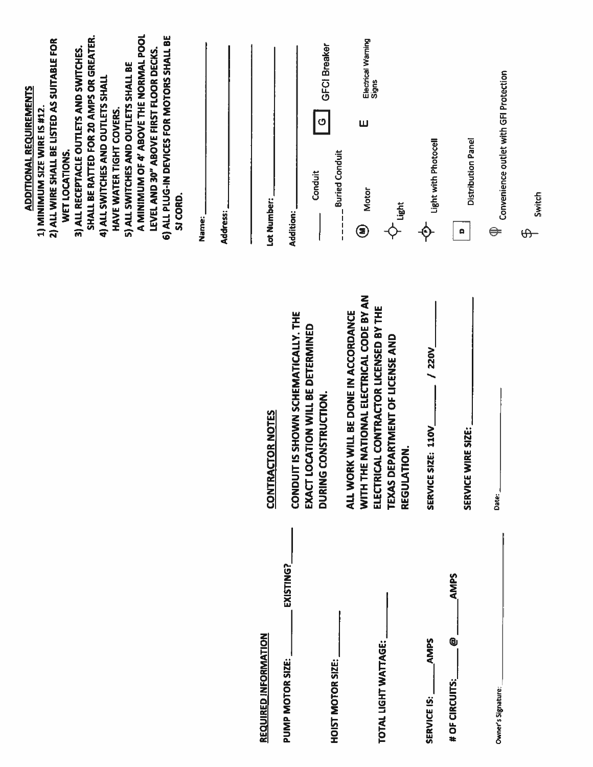## REQUIRED INFORMATION

PUMP MOTOR SIZE: ________ EXISTING? ________

HOIST MOTOR SIZE: ________

TOTAL LIGHT WATTAGE: ________

SERVICE IS: ______AMPS

\# OF CIRCUITS: ______ @ ______AMPS

Owner's Signature: ________________

## CONTRACTOR NOTES

CONDUIT IS SHOWN SCHEMATICALLY. THE EXACT LOCATION WILL BE DETERMINED DURING CONSTRUCTION.

ALL WORK WILL BE DONE IN ACCORDANCE WITH THE NATIONAL ELECTRICAL CODE BY AN ELECTRICAL CONTRACTOR LICENSED BY THE TEXAS DEPARTMENT OF LICENSE AND REGULATION.

SERVICE SIZE: 110V________ / 220V________

SERVICE WIRE SIZE: ________

Date: ________________

## ADDITIONAL REQUIREMENTS

1) MINIMUM SIZE WIRE IS #12.
2) ALL WIRE SHALL BE LISTED AS SUITABLE FOR WET LOCATIONS.
3) ALL RECEPTACLE OUTLETS AND SWITCHES. SHALL BE RATTED FOR 20 AMPS OR GREATER.
4) ALL SWITCHES AND OUTLETS SHALL HAVE WATER TIGHT COVERS.
5) ALL SWITCHES AND OUTLETS SHALL BE A MINIMUM OF 4' ABOVE THE NORMAL POOL LEVEL AND 30" ABOVE FIRST FLOOR DECKS.
6) ALL PLUG-IN DEVICES FOR MOTORS SHALL BE SJ CORD.

Name: ________________

Address: ________________

________________

Lot Number: ________________

Addition: ________________

| Symbol | Description |
|---|---|
| ——— | Conduit |
| - - - - - | Buried Conduit |
| G | GFCI Breaker |
| M | Motor |
| E | Electrical Warning Signs |
| (light symbol) | Light |
| (light symbol with P) | Light with Photocell |
| D | Distribution Panel |
| (outlet symbol) | Convenience outlet with GFI Protection |
| $ | Switch |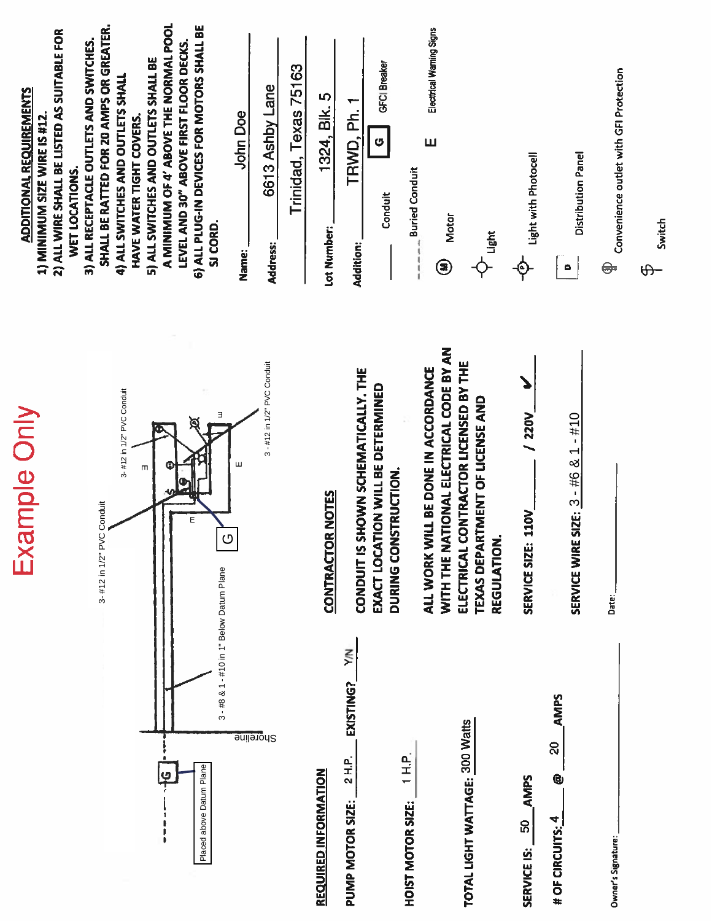Example Only

3- #12 in 1/2" PVC Conduit

3- #12 in 1/2" PVC Conduit

3- #12 in 1/2" PVC Conduit

3 - #8 & 1 - #10 in 1" Below Datum Plane

Placed above Datum Plane

Shoreline

G

E

## REQUIRED INFORMATION

**PUMP MOTOR SIZE:** 2 H.P. **EXISTING?** Y/N

**HOIST MOTOR SIZE:** 1 H.P.

**TOTAL LIGHT WATTAGE:** 300 Watts

**SERVICE IS:** 50 **AMPS**

**# OF CIRCUITS:** 4 **@** 20 **AMPS**

Owner's Signature: ______________________

## CONTRACTOR NOTES

**CONDUIT IS SHOWN SCHEMATICALLY. THE EXACT LOCATION WILL BE DETERMINED DURING CONSTRUCTION.**

**ALL WORK WILL BE DONE IN ACCORDANCE WITH THE NATIONAL ELECTRICAL CODE BY AN ELECTRICAL CONTRACTOR LICENSED BY THE TEXAS DEPARTMENT OF LICENSE AND REGULATION.**

**SERVICE SIZE: 110V** ______ **/ 220V** ✓

**SERVICE WIRE SIZE:** 3 - #6 & 1 - #10

Date: ______________________

## ADDITIONAL REQUIREMENTS

1) MINIMUM SIZE WIRE IS #12.
2) ALL WIRE SHALL BE LISTED AS SUITABLE FOR WET LOCATIONS.
3) ALL RECEPTACLE OUTLETS AND SWITCHES SHALL BE RATTED FOR 20 AMPS OR GREATER.
4) ALL SWITCHES AND OUTLETS SHALL HAVE WATER TIGHT COVERS.
5) ALL SWITCHES AND OUTLETS SHALL BE A MINIMUM OF 4' ABOVE THE NORMAL POOL LEVEL AND 30" ABOVE FIRST FLOOR DECKS.
6) ALL PLUG-IN DEVICES FOR MOTORS SHALL BE SJ CORD.

**Name:** John Doe

**Address:** 6613 Ashby Lane
Trinidad, Texas 75163

**Lot Number:** 1324, Blk. 5

**Addition:** TRWD, Ph. 1

Conduit

Buried Conduit

G GFCI Breaker

E Electrical Warning Signs

Motor

Light

Light with Photocell

Distribution Panel

Convenience outlet with GFI Protection

Switch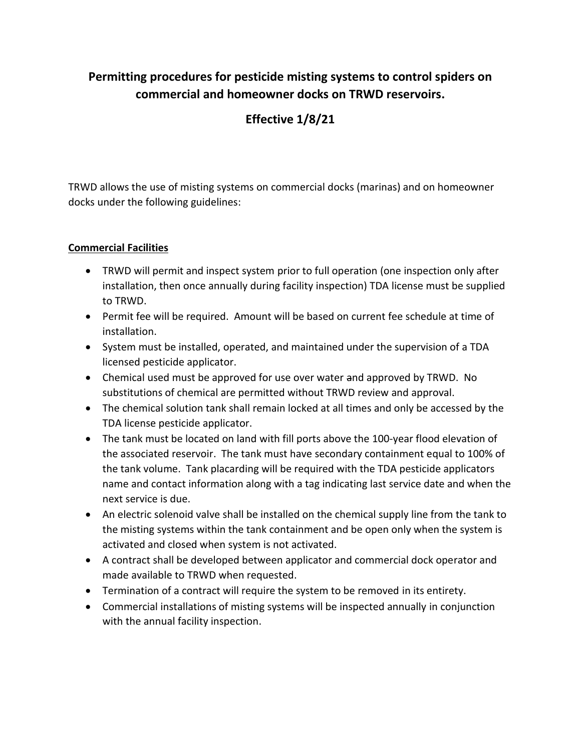# Permitting procedures for pesticide misting systems to control spiders on commercial and homeowner docks on TRWD reservoirs.

## Effective 1/8/21

TRWD allows the use of misting systems on commercial docks (marinas) and on homeowner docks under the following guidelines:

**Commercial Facilities**

- TRWD will permit and inspect system prior to full operation (one inspection only after installation, then once annually during facility inspection) TDA license must be supplied to TRWD.
- Permit fee will be required. Amount will be based on current fee schedule at time of installation.
- System must be installed, operated, and maintained under the supervision of a TDA licensed pesticide applicator.
- Chemical used must be approved for use over water and approved by TRWD. No substitutions of chemical are permitted without TRWD review and approval.
- The chemical solution tank shall remain locked at all times and only be accessed by the TDA license pesticide applicator.
- The tank must be located on land with fill ports above the 100-year flood elevation of the associated reservoir. The tank must have secondary containment equal to 100% of the tank volume. Tank placarding will be required with the TDA pesticide applicators name and contact information along with a tag indicating last service date and when the next service is due.
- An electric solenoid valve shall be installed on the chemical supply line from the tank to the misting systems within the tank containment and be open only when the system is activated and closed when system is not activated.
- A contract shall be developed between applicator and commercial dock operator and made available to TRWD when requested.
- Termination of a contract will require the system to be removed in its entirety.
- Commercial installations of misting systems will be inspected annually in conjunction with the annual facility inspection.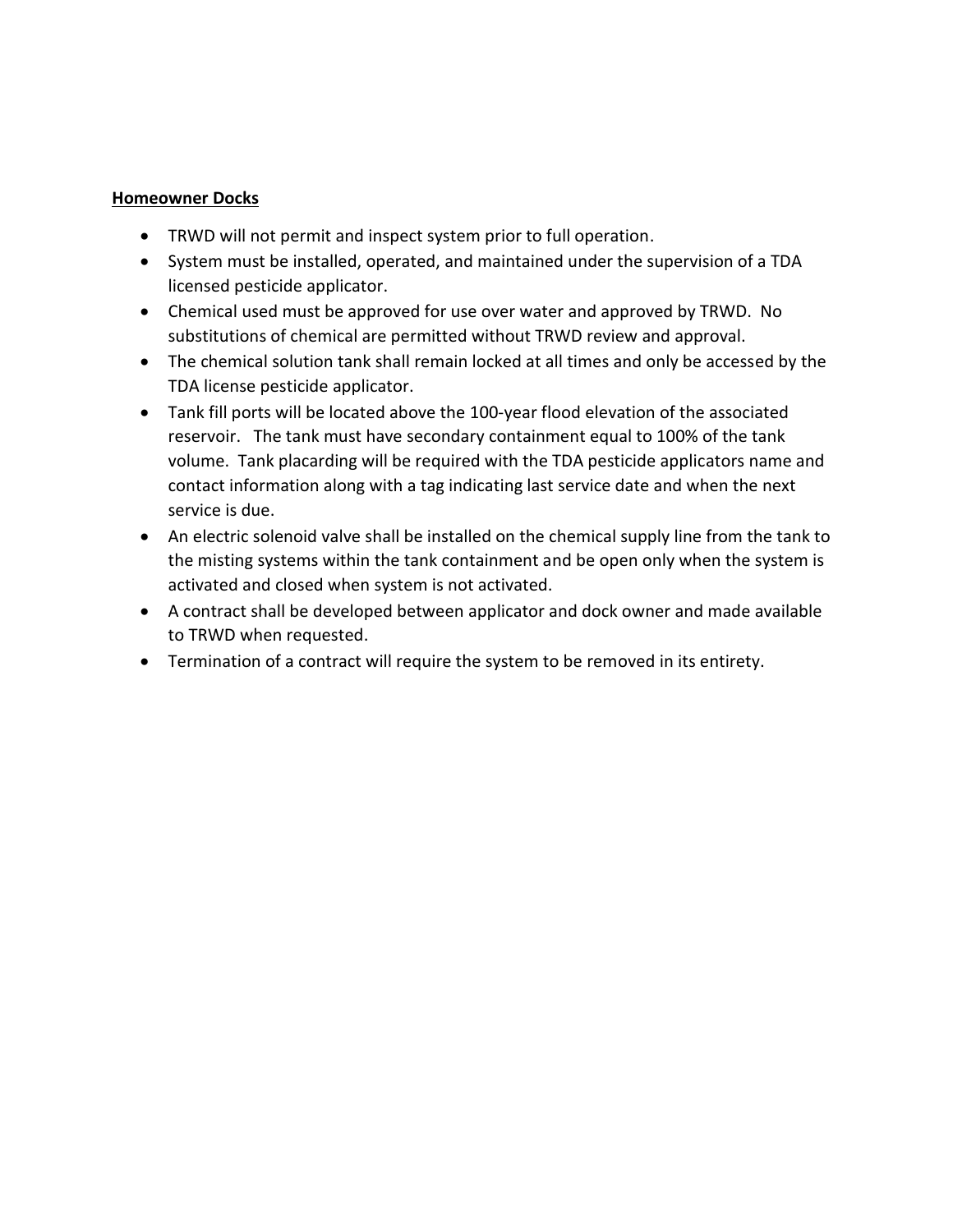**Homeowner Docks**

- TRWD will not permit and inspect system prior to full operation.
- System must be installed, operated, and maintained under the supervision of a TDA licensed pesticide applicator.
- Chemical used must be approved for use over water and approved by TRWD. No substitutions of chemical are permitted without TRWD review and approval.
- The chemical solution tank shall remain locked at all times and only be accessed by the TDA license pesticide applicator.
- Tank fill ports will be located above the 100-year flood elevation of the associated reservoir. The tank must have secondary containment equal to 100% of the tank volume. Tank placarding will be required with the TDA pesticide applicators name and contact information along with a tag indicating last service date and when the next service is due.
- An electric solenoid valve shall be installed on the chemical supply line from the tank to the misting systems within the tank containment and be open only when the system is activated and closed when system is not activated.
- A contract shall be developed between applicator and dock owner and made available to TRWD when requested.
- Termination of a contract will require the system to be removed in its entirety.